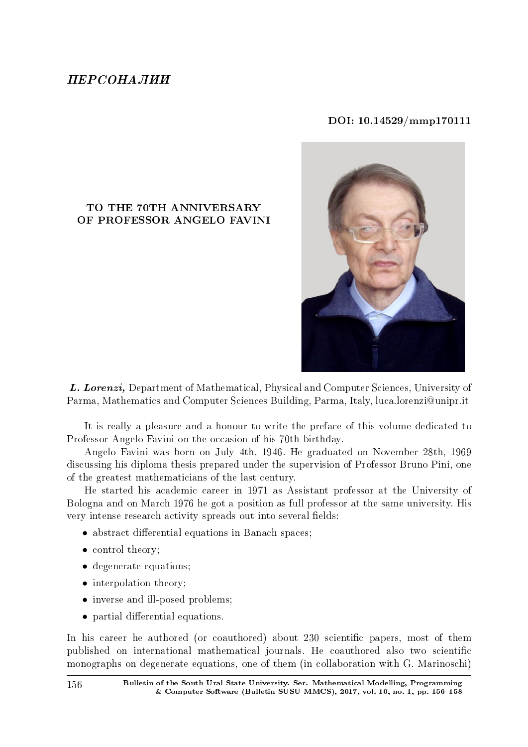*ПЕРСОНАЛИИ*

**DOI: 10.14529/mmp170111**

## TO THE 70TH ANNIVERSARY OF PROFESSOR ANGELO FAVINI

***L. Lorenzi,*** Department of Mathematical, Physical and Computer Sciences, University of Parma, Mathematics and Computer Sciences Building, Parma, Italy, luca.lorenzi@unipr.it

It is really a pleasure and a honour to write the preface of this volume dedicated to Professor Angelo Favini on the occasion of his 70th birthday.

Angelo Favini was born on July 4th, 1946. He graduated on November 28th, 1969 discussing his diploma thesis prepared under the supervision of Professor Bruno Pini, one of the greatest mathematicians of the last century.

He started his academic career in 1971 as Assistant professor at the University of Bologna and on March 1976 he got a position as full professor at the same university. His very intense research activity spreads out into several fields:

- abstract differential equations in Banach spaces;
- control theory;
- degenerate equations;
- interpolation theory;
- inverse and ill-posed problems;
- partial differential equations.

In his career he authored (or coauthored) about 230 scientific papers, most of them published on international mathematical journals. He coauthored also two scientific monographs on degenerate equations, one of them (in collaboration with G. Marinoschi)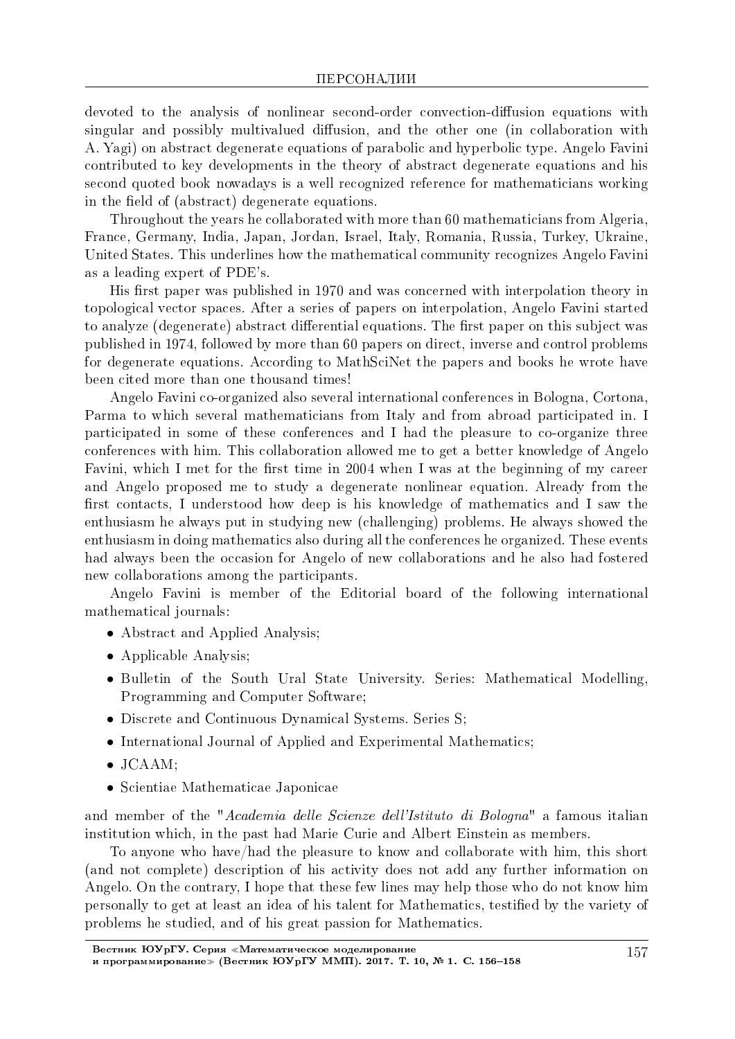devoted to the analysis of nonlinear second-order convection-diffusion equations with singular and possibly multivalued diffusion, and the other one (in collaboration with A. Yagi) on abstract degenerate equations of parabolic and hyperbolic type. Angelo Favini contributed to key developments in the theory of abstract degenerate equations and his second quoted book nowadays is a well recognized reference for mathematicians working in the field of (abstract) degenerate equations.

Throughout the years he collaborated with more than 60 mathematicians from Algeria, France, Germany, India, Japan, Jordan, Israel, Italy, Romania, Russia, Turkey, Ukraine, United States. This underlines how the mathematical community recognizes Angelo Favini as a leading expert of PDE's.

His first paper was published in 1970 and was concerned with interpolation theory in topological vector spaces. After a series of papers on interpolation, Angelo Favini started to analyze (degenerate) abstract differential equations. The first paper on this subject was published in 1974, followed by more than 60 papers on direct, inverse and control problems for degenerate equations. According to MathSciNet the papers and books he wrote have been cited more than one thousand times!

Angelo Favini co-organized also several international conferences in Bologna, Cortona, Parma to which several mathematicians from Italy and from abroad participated in. I participated in some of these conferences and I had the pleasure to co-organize three conferences with him. This collaboration allowed me to get a better knowledge of Angelo Favini, which I met for the first time in 2004 when I was at the beginning of my career and Angelo proposed me to study a degenerate nonlinear equation. Already from the first contacts, I understood how deep is his knowledge of mathematics and I saw the enthusiasm he always put in studying new (challenging) problems. He always showed the enthusiasm in doing mathematics also during all the conferences he organized. These events had always been the occasion for Angelo of new collaborations and he also had fostered new collaborations among the participants.

Angelo Favini is member of the Editorial board of the following international mathematical journals:

- Abstract and Applied Analysis;
- Applicable Analysis;
- Bulletin of the South Ural State University. Series: Mathematical Modelling, Programming and Computer Software;
- Discrete and Continuous Dynamical Systems. Series S;
- International Journal of Applied and Experimental Mathematics;
- JCAAM;
- Scientiae Mathematicae Japonicae

and member of the "*Academia delle Scienze dell'Istituto di Bologna*" a famous italian institution which, in the past had Marie Curie and Albert Einstein as members.

To anyone who have/had the pleasure to know and collaborate with him, this short (and not complete) description of his activity does not add any further information on Angelo. On the contrary, I hope that these few lines may help those who do not know him personally to get at least an idea of his talent for Mathematics, testified by the variety of problems he studied, and of his great passion for Mathematics.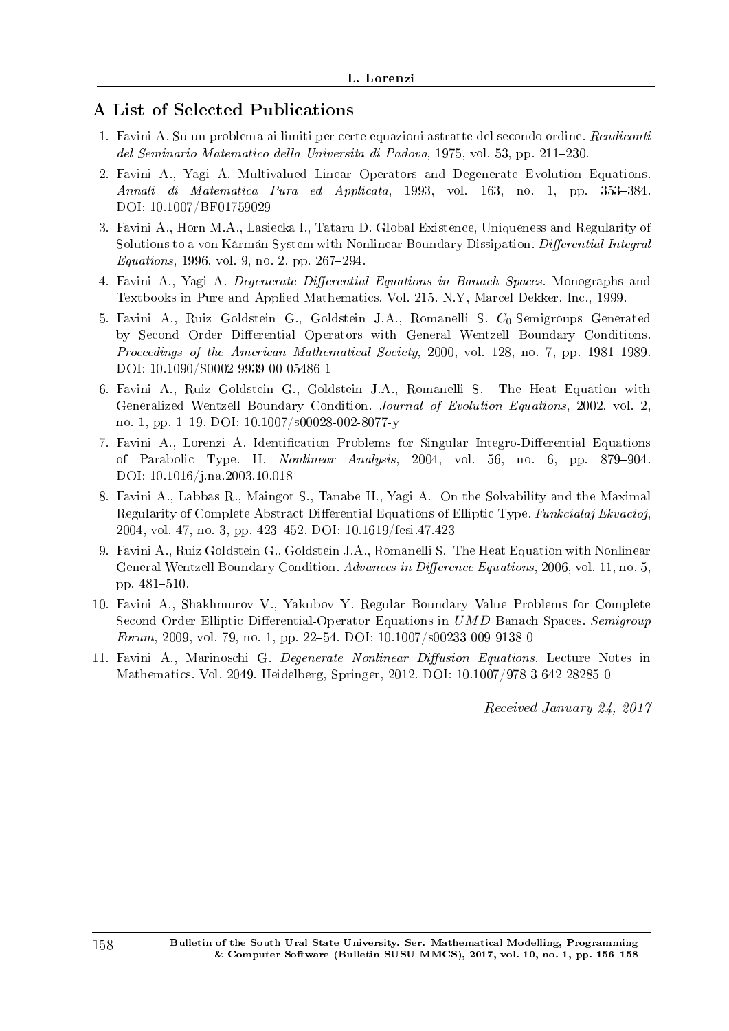## A List of Selected Publications

1. Favini A. Su un problema ai limiti per certe equazioni astratte del secondo ordine. *Rendiconti del Seminario Matematico della Universita di Padova*, 1975, vol. 53, pp. 211–230.
2. Favini A., Yagi A. Multivalued Linear Operators and Degenerate Evolution Equations. *Annali di Matematica Pura ed Applicata*, 1993, vol. 163, no. 1, pp. 353–384. DOI: 10.1007/BF01759029
3. Favini A., Horn M.A., Lasiecka I., Tataru D. Global Existence, Uniqueness and Regularity of Solutions to a von Kármán System with Nonlinear Boundary Dissipation. *Differential Integral Equations*, 1996, vol. 9, no. 2, pp. 267–294.
4. Favini A., Yagi A. *Degenerate Differential Equations in Banach Spaces.* Monographs and Textbooks in Pure and Applied Mathematics. Vol. 215. N.Y, Marcel Dekker, Inc., 1999.
5. Favini A., Ruiz Goldstein G., Goldstein J.A., Romanelli S. $C_0$-Semigroups Generated by Second Order Differential Operators with General Wentzell Boundary Conditions. *Proceedings of the American Mathematical Society*, 2000, vol. 128, no. 7, pp. 1981–1989. DOI: 10.1090/S0002-9939-00-05486-1
6. Favini A., Ruiz Goldstein G., Goldstein J.A., Romanelli S. The Heat Equation with Generalized Wentzell Boundary Condition. *Journal of Evolution Equations*, 2002, vol. 2, no. 1, pp. 1–19. DOI: 10.1007/s00028-002-8077-y
7. Favini A., Lorenzi A. Identification Problems for Singular Integro-Differential Equations of Parabolic Type. II. *Nonlinear Analysis*, 2004, vol. 56, no. 6, pp. 879–904. DOI: 10.1016/j.na.2003.10.018
8. Favini A., Labbas R., Maingot S., Tanabe H., Yagi A. On the Solvability and the Maximal Regularity of Complete Abstract Differential Equations of Elliptic Type. *Funkcialaj Ekvacioj*, 2004, vol. 47, no. 3, pp. 423–452. DOI: 10.1619/fesi.47.423
9. Favini A., Ruiz Goldstein G., Goldstein J.A., Romanelli S. The Heat Equation with Nonlinear General Wentzell Boundary Condition. *Advances in Difference Equations*, 2006, vol. 11, no. 5, pp. 481–510.
10. Favini A., Shakhmurov V., Yakubov Y. Regular Boundary Value Problems for Complete Second Order Elliptic Differential-Operator Equations in $UMD$ Banach Spaces. *Semigroup Forum*, 2009, vol. 79, no. 1, pp. 22–54. DOI: 10.1007/s00233-009-9138-0
11. Favini A., Marinoschi G. *Degenerate Nonlinear Diffusion Equations.* Lecture Notes in Mathematics. Vol. 2049. Heidelberg, Springer, 2012. DOI: 10.1007/978-3-642-28285-0

*Received January 24, 2017*